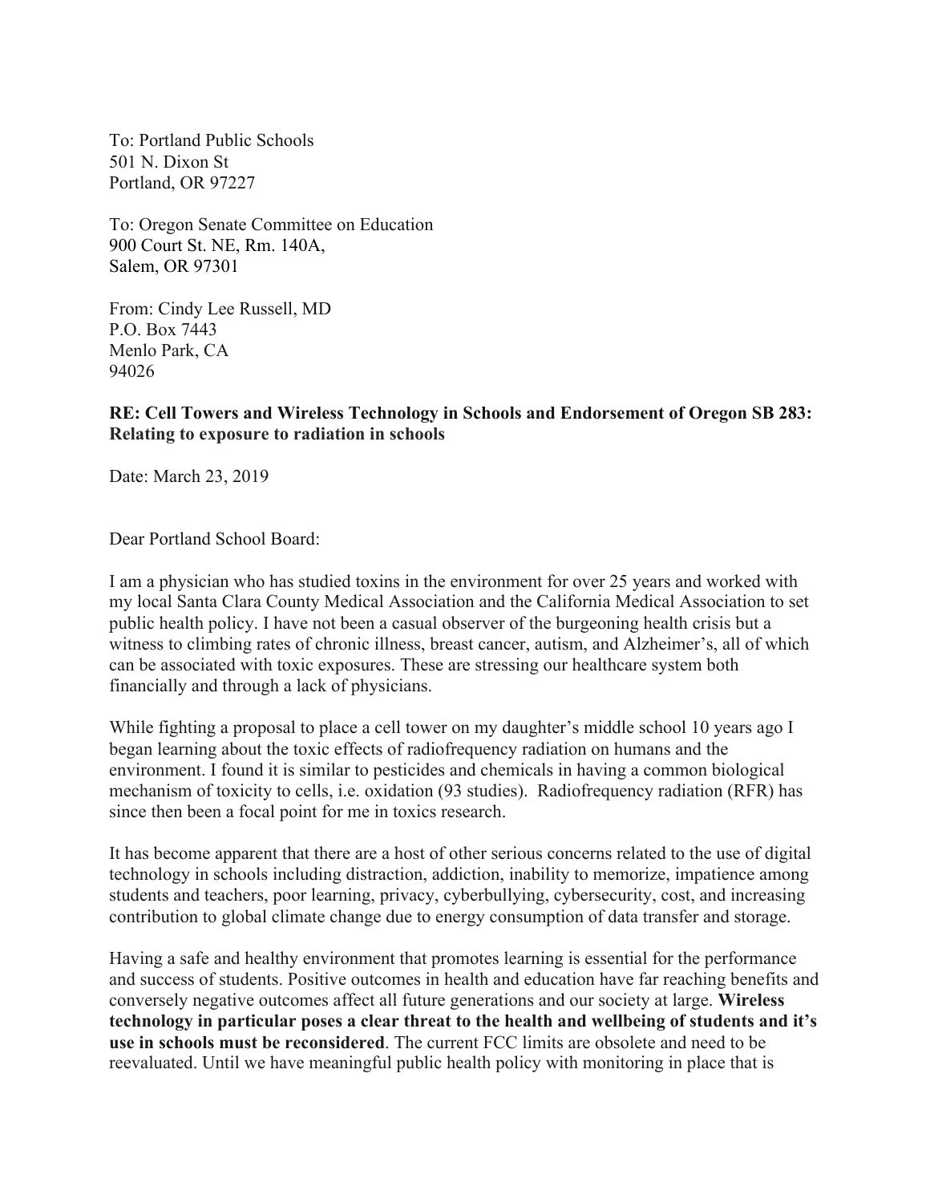To: Portland Public Schools
501 N. Dixon St
Portland, OR 97227

To: Oregon Senate Committee on Education
900 Court St. NE, Rm. 140A,
Salem, OR 97301

From: Cindy Lee Russell, MD
P.O. Box 7443
Menlo Park, CA
94026

**RE: Cell Towers and Wireless Technology in Schools and Endorsement of Oregon SB 283: Relating to exposure to radiation in schools**

Date: March 23, 2019

Dear Portland School Board:

I am a physician who has studied toxins in the environment for over 25 years and worked with my local Santa Clara County Medical Association and the California Medical Association to set public health policy. I have not been a casual observer of the burgeoning health crisis but a witness to climbing rates of chronic illness, breast cancer, autism, and Alzheimer's, all of which can be associated with toxic exposures. These are stressing our healthcare system both financially and through a lack of physicians.

While fighting a proposal to place a cell tower on my daughter's middle school 10 years ago I began learning about the toxic effects of radiofrequency radiation on humans and the environment. I found it is similar to pesticides and chemicals in having a common biological mechanism of toxicity to cells, i.e. oxidation (93 studies). Radiofrequency radiation (RFR) has since then been a focal point for me in toxics research.

It has become apparent that there are a host of other serious concerns related to the use of digital technology in schools including distraction, addiction, inability to memorize, impatience among students and teachers, poor learning, privacy, cyberbullying, cybersecurity, cost, and increasing contribution to global climate change due to energy consumption of data transfer and storage.

Having a safe and healthy environment that promotes learning is essential for the performance and success of students. Positive outcomes in health and education have far reaching benefits and conversely negative outcomes affect all future generations and our society at large. **Wireless technology in particular poses a clear threat to the health and wellbeing of students and it's use in schools must be reconsidered**. The current FCC limits are obsolete and need to be reevaluated. Until we have meaningful public health policy with monitoring in place that is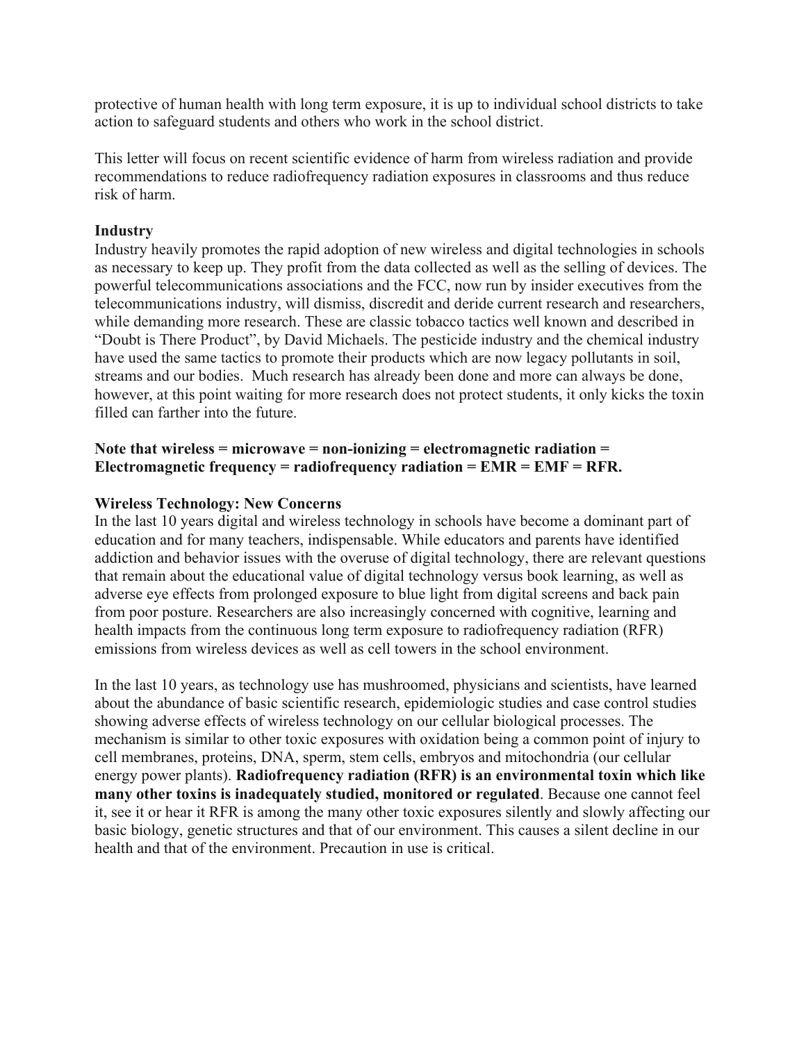protective of human health with long term exposure, it is up to individual school districts to take action to safeguard students and others who work in the school district.

This letter will focus on recent scientific evidence of harm from wireless radiation and provide recommendations to reduce radiofrequency radiation exposures in classrooms and thus reduce risk of harm.

**Industry**

Industry heavily promotes the rapid adoption of new wireless and digital technologies in schools as necessary to keep up. They profit from the data collected as well as the selling of devices. The powerful telecommunications associations and the FCC, now run by insider executives from the telecommunications industry, will dismiss, discredit and deride current research and researchers, while demanding more research. These are classic tobacco tactics well known and described in "Doubt is There Product", by David Michaels. The pesticide industry and the chemical industry have used the same tactics to promote their products which are now legacy pollutants in soil, streams and our bodies. Much research has already been done and more can always be done, however, at this point waiting for more research does not protect students, it only kicks the toxin filled can farther into the future.

**Note that wireless = microwave = non-ionizing = electromagnetic radiation = Electromagnetic frequency = radiofrequency radiation = EMR = EMF = RFR.**

**Wireless Technology: New Concerns**

In the last 10 years digital and wireless technology in schools have become a dominant part of education and for many teachers, indispensable. While educators and parents have identified addiction and behavior issues with the overuse of digital technology, there are relevant questions that remain about the educational value of digital technology versus book learning, as well as adverse eye effects from prolonged exposure to blue light from digital screens and back pain from poor posture. Researchers are also increasingly concerned with cognitive, learning and health impacts from the continuous long term exposure to radiofrequency radiation (RFR) emissions from wireless devices as well as cell towers in the school environment.

In the last 10 years, as technology use has mushroomed, physicians and scientists, have learned about the abundance of basic scientific research, epidemiologic studies and case control studies showing adverse effects of wireless technology on our cellular biological processes. The mechanism is similar to other toxic exposures with oxidation being a common point of injury to cell membranes, proteins, DNA, sperm, stem cells, embryos and mitochondria (our cellular energy power plants). **Radiofrequency radiation (RFR) is an environmental toxin which like many other toxins is inadequately studied, monitored or regulated**. Because one cannot feel it, see it or hear it RFR is among the many other toxic exposures silently and slowly affecting our basic biology, genetic structures and that of our environment. This causes a silent decline in our health and that of the environment. Precaution in use is critical.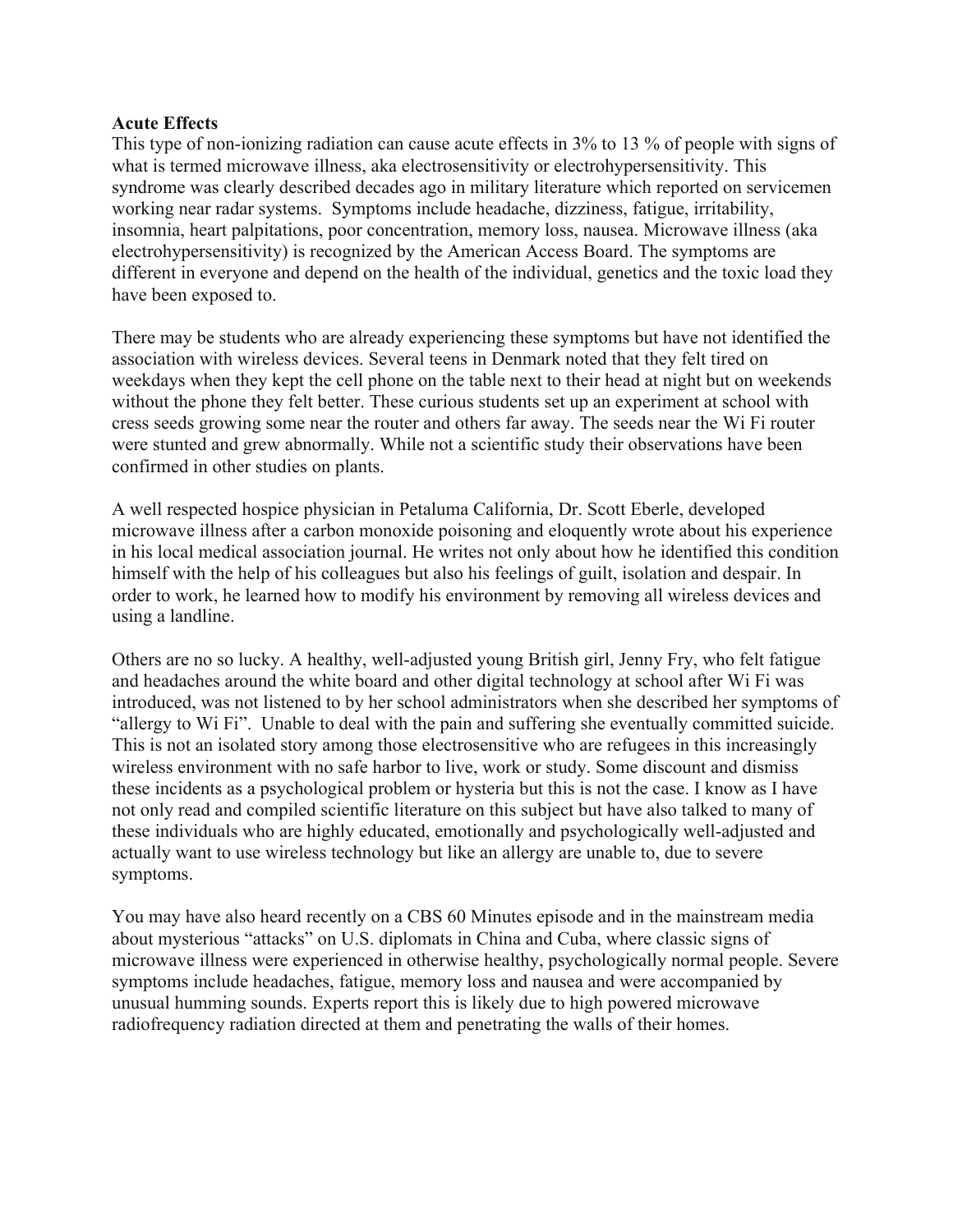**Acute Effects**

This type of non-ionizing radiation can cause acute effects in 3% to 13 % of people with signs of what is termed microwave illness, aka electrosensitivity or electrohypersensitivity. This syndrome was clearly described decades ago in military literature which reported on servicemen working near radar systems. Symptoms include headache, dizziness, fatigue, irritability, insomnia, heart palpitations, poor concentration, memory loss, nausea. Microwave illness (aka electrohypersensitivity) is recognized by the American Access Board. The symptoms are different in everyone and depend on the health of the individual, genetics and the toxic load they have been exposed to.

There may be students who are already experiencing these symptoms but have not identified the association with wireless devices. Several teens in Denmark noted that they felt tired on weekdays when they kept the cell phone on the table next to their head at night but on weekends without the phone they felt better. These curious students set up an experiment at school with cress seeds growing some near the router and others far away. The seeds near the Wi Fi router were stunted and grew abnormally. While not a scientific study their observations have been confirmed in other studies on plants.

A well respected hospice physician in Petaluma California, Dr. Scott Eberle, developed microwave illness after a carbon monoxide poisoning and eloquently wrote about his experience in his local medical association journal. He writes not only about how he identified this condition himself with the help of his colleagues but also his feelings of guilt, isolation and despair. In order to work, he learned how to modify his environment by removing all wireless devices and using a landline.

Others are no so lucky. A healthy, well-adjusted young British girl, Jenny Fry, who felt fatigue and headaches around the white board and other digital technology at school after Wi Fi was introduced, was not listened to by her school administrators when she described her symptoms of "allergy to Wi Fi". Unable to deal with the pain and suffering she eventually committed suicide. This is not an isolated story among those electrosensitive who are refugees in this increasingly wireless environment with no safe harbor to live, work or study. Some discount and dismiss these incidents as a psychological problem or hysteria but this is not the case. I know as I have not only read and compiled scientific literature on this subject but have also talked to many of these individuals who are highly educated, emotionally and psychologically well-adjusted and actually want to use wireless technology but like an allergy are unable to, due to severe symptoms.

You may have also heard recently on a CBS 60 Minutes episode and in the mainstream media about mysterious "attacks" on U.S. diplomats in China and Cuba, where classic signs of microwave illness were experienced in otherwise healthy, psychologically normal people. Severe symptoms include headaches, fatigue, memory loss and nausea and were accompanied by unusual humming sounds. Experts report this is likely due to high powered microwave radiofrequency radiation directed at them and penetrating the walls of their homes.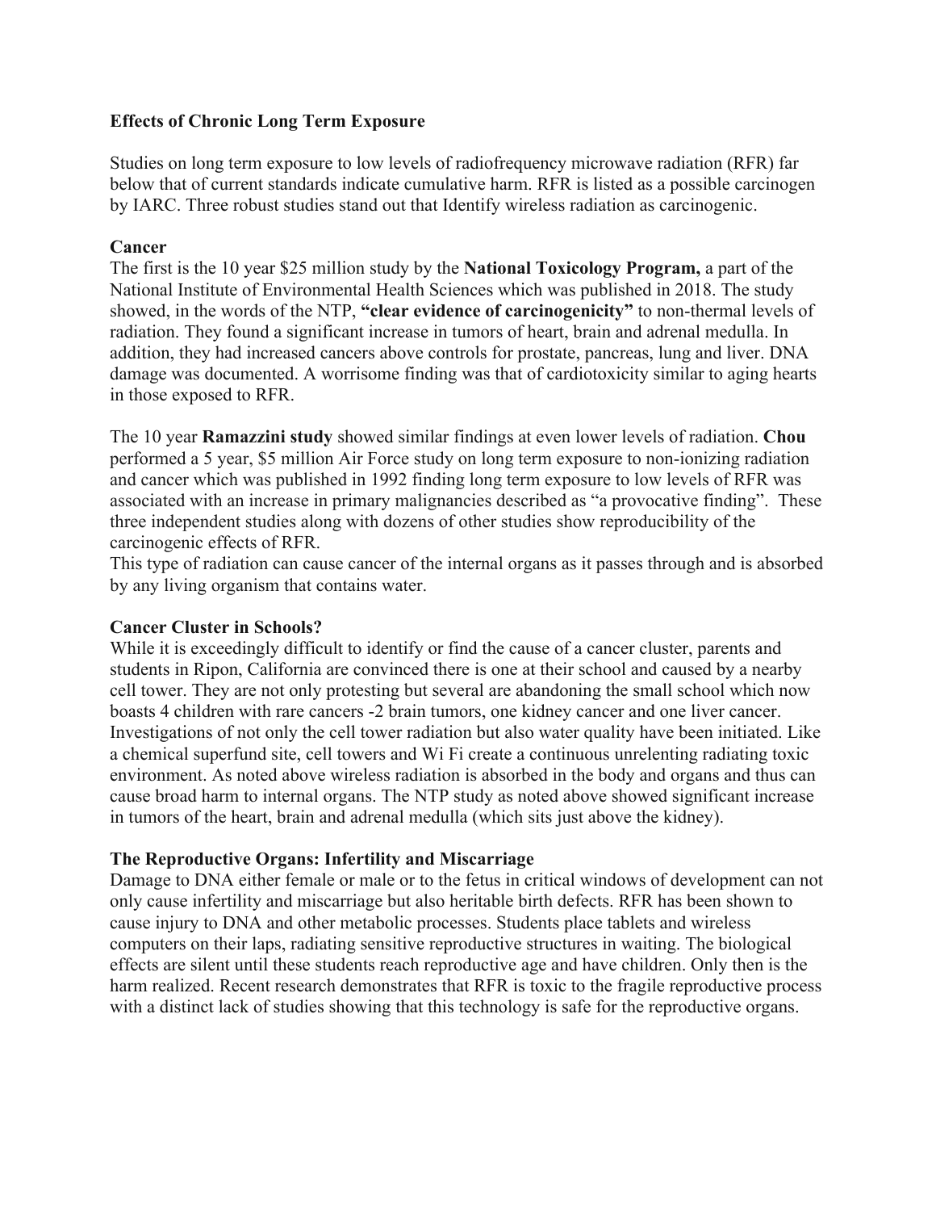**Effects of Chronic Long Term Exposure**

Studies on long term exposure to low levels of radiofrequency microwave radiation (RFR) far below that of current standards indicate cumulative harm. RFR is listed as a possible carcinogen by IARC. Three robust studies stand out that Identify wireless radiation as carcinogenic.

**Cancer**

The first is the 10 year $25 million study by the **National Toxicology Program,** a part of the National Institute of Environmental Health Sciences which was published in 2018. The study showed, in the words of the NTP, **"clear evidence of carcinogenicity"** to non-thermal levels of radiation. They found a significant increase in tumors of heart, brain and adrenal medulla. In addition, they had increased cancers above controls for prostate, pancreas, lung and liver. DNA damage was documented. A worrisome finding was that of cardiotoxicity similar to aging hearts in those exposed to RFR.

The 10 year **Ramazzini study** showed similar findings at even lower levels of radiation. **Chou** performed a 5 year, $5 million Air Force study on long term exposure to non-ionizing radiation and cancer which was published in 1992 finding long term exposure to low levels of RFR was associated with an increase in primary malignancies described as "a provocative finding". These three independent studies along with dozens of other studies show reproducibility of the carcinogenic effects of RFR.

This type of radiation can cause cancer of the internal organs as it passes through and is absorbed by any living organism that contains water.

**Cancer Cluster in Schools?**

While it is exceedingly difficult to identify or find the cause of a cancer cluster, parents and students in Ripon, California are convinced there is one at their school and caused by a nearby cell tower. They are not only protesting but several are abandoning the small school which now boasts 4 children with rare cancers -2 brain tumors, one kidney cancer and one liver cancer. Investigations of not only the cell tower radiation but also water quality have been initiated. Like a chemical superfund site, cell towers and Wi Fi create a continuous unrelenting radiating toxic environment. As noted above wireless radiation is absorbed in the body and organs and thus can cause broad harm to internal organs. The NTP study as noted above showed significant increase in tumors of the heart, brain and adrenal medulla (which sits just above the kidney).

**The Reproductive Organs: Infertility and Miscarriage**

Damage to DNA either female or male or to the fetus in critical windows of development can not only cause infertility and miscarriage but also heritable birth defects. RFR has been shown to cause injury to DNA and other metabolic processes. Students place tablets and wireless computers on their laps, radiating sensitive reproductive structures in waiting. The biological effects are silent until these students reach reproductive age and have children. Only then is the harm realized. Recent research demonstrates that RFR is toxic to the fragile reproductive process with a distinct lack of studies showing that this technology is safe for the reproductive organs.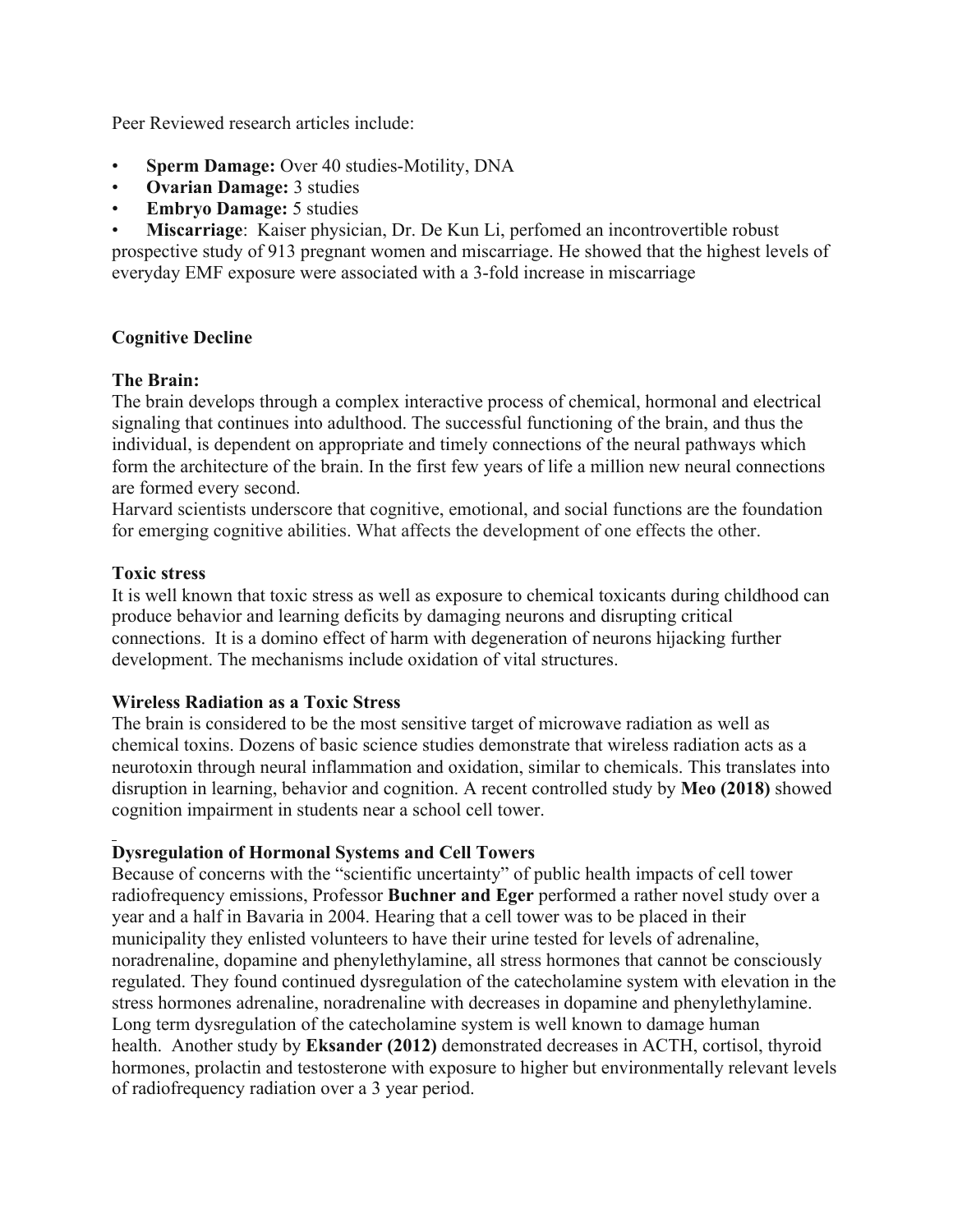Peer Reviewed research articles include:

- **Sperm Damage:** Over 40 studies-Motility, DNA
- **Ovarian Damage:** 3 studies
- **Embryo Damage:** 5 studies
- **Miscarriage**: Kaiser physician, Dr. De Kun Li, perfomed an incontrovertible robust prospective study of 913 pregnant women and miscarriage. He showed that the highest levels of everyday EMF exposure were associated with a 3-fold increase in miscarriage

**Cognitive Decline**

**The Brain:**
The brain develops through a complex interactive process of chemical, hormonal and electrical signaling that continues into adulthood. The successful functioning of the brain, and thus the individual, is dependent on appropriate and timely connections of the neural pathways which form the architecture of the brain. In the first few years of life a million new neural connections are formed every second.
Harvard scientists underscore that cognitive, emotional, and social functions are the foundation for emerging cognitive abilities. What affects the development of one effects the other.

**Toxic stress**
It is well known that toxic stress as well as exposure to chemical toxicants during childhood can produce behavior and learning deficits by damaging neurons and disrupting critical connections. It is a domino effect of harm with degeneration of neurons hijacking further development. The mechanisms include oxidation of vital structures.

**Wireless Radiation as a Toxic Stress**
The brain is considered to be the most sensitive target of microwave radiation as well as chemical toxins. Dozens of basic science studies demonstrate that wireless radiation acts as a neurotoxin through neural inflammation and oxidation, similar to chemicals. This translates into disruption in learning, behavior and cognition. A recent controlled study by **Meo (2018)** showed cognition impairment in students near a school cell tower.

**Dysregulation of Hormonal Systems and Cell Towers**
Because of concerns with the "scientific uncertainty" of public health impacts of cell tower radiofrequency emissions, Professor **Buchner and Eger** performed a rather novel study over a year and a half in Bavaria in 2004. Hearing that a cell tower was to be placed in their municipality they enlisted volunteers to have their urine tested for levels of adrenaline, noradrenaline, dopamine and phenylethylamine, all stress hormones that cannot be consciously regulated. They found continued dysregulation of the catecholamine system with elevation in the stress hormones adrenaline, noradrenaline with decreases in dopamine and phenylethylamine. Long term dysregulation of the catecholamine system is well known to damage human health. Another study by **Eksander (2012)** demonstrated decreases in ACTH, cortisol, thyroid hormones, prolactin and testosterone with exposure to higher but environmentally relevant levels of radiofrequency radiation over a 3 year period.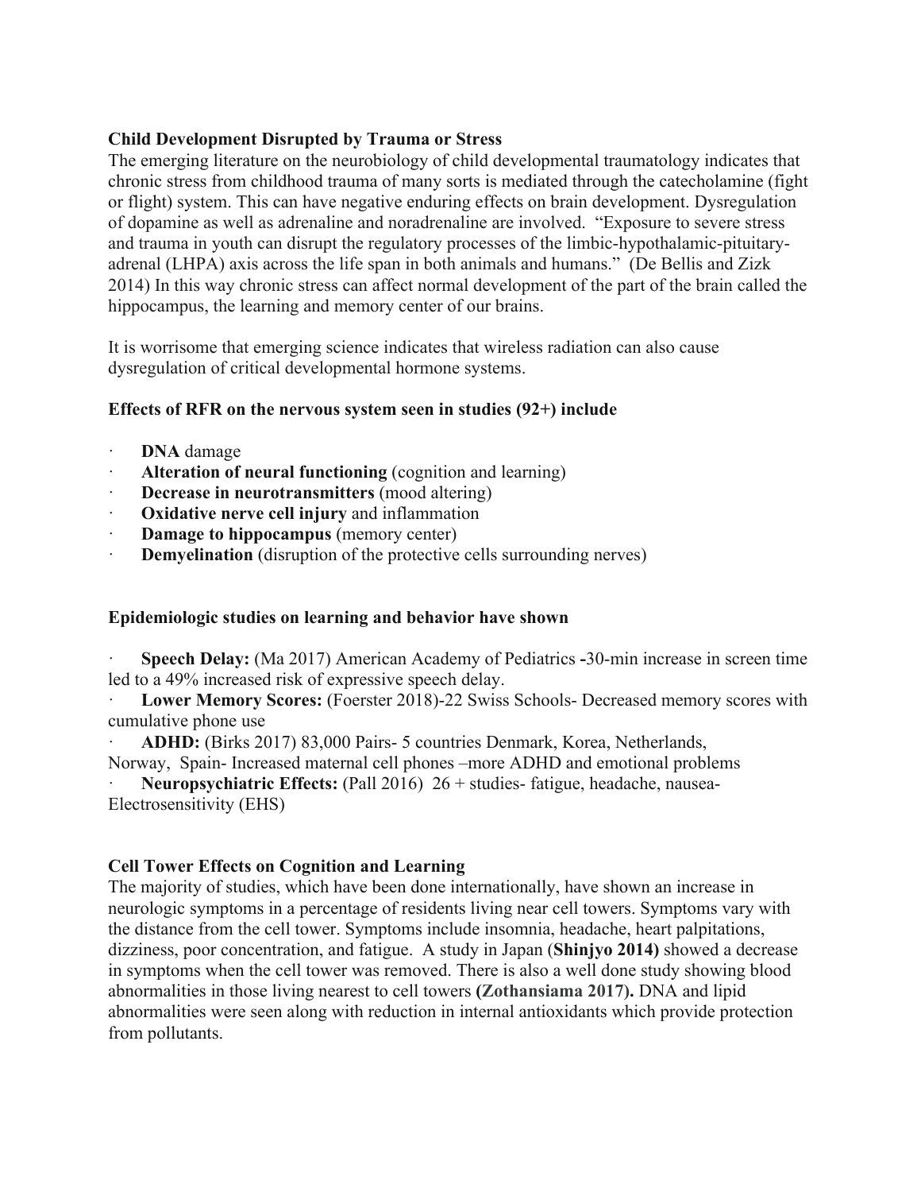**Child Development Disrupted by Trauma or Stress**

The emerging literature on the neurobiology of child developmental traumatology indicates that chronic stress from childhood trauma of many sorts is mediated through the catecholamine (fight or flight) system. This can have negative enduring effects on brain development. Dysregulation of dopamine as well as adrenaline and noradrenaline are involved. "Exposure to severe stress and trauma in youth can disrupt the regulatory processes of the limbic-hypothalamic-pituitary-adrenal (LHPA) axis across the life span in both animals and humans." (De Bellis and Zizk 2014) In this way chronic stress can affect normal development of the part of the brain called the hippocampus, the learning and memory center of our brains.

It is worrisome that emerging science indicates that wireless radiation can also cause dysregulation of critical developmental hormone systems.

**Effects of RFR on the nervous system seen in studies (92+) include**

- **DNA** damage
- **Alteration of neural functioning** (cognition and learning)
- **Decrease in neurotransmitters** (mood altering)
- **Oxidative nerve cell injury** and inflammation
- **Damage to hippocampus** (memory center)
- **Demyelination** (disruption of the protective cells surrounding nerves)

**Epidemiologic studies on learning and behavior have shown**

- **Speech Delay:** (Ma 2017) American Academy of Pediatrics **-**30-min increase in screen time led to a 49% increased risk of expressive speech delay.
- **Lower Memory Scores:** (Foerster 2018)-22 Swiss Schools- Decreased memory scores with cumulative phone use
- **ADHD:** (Birks 2017) 83,000 Pairs- 5 countries Denmark, Korea, Netherlands, Norway, Spain- Increased maternal cell phones –more ADHD and emotional problems
- **Neuropsychiatric Effects:** (Pall 2016) 26 + studies- fatigue, headache, nausea- Electrosensitivity (EHS)

**Cell Tower Effects on Cognition and Learning**

The majority of studies, which have been done internationally, have shown an increase in neurologic symptoms in a percentage of residents living near cell towers. Symptoms vary with the distance from the cell tower. Symptoms include insomnia, headache, heart palpitations, dizziness, poor concentration, and fatigue. A study in Japan (**Shinjyo 2014)** showed a decrease in symptoms when the cell tower was removed. There is also a well done study showing blood abnormalities in those living nearest to cell towers **(Zothansiama 2017).** DNA and lipid abnormalities were seen along with reduction in internal antioxidants which provide protection from pollutants.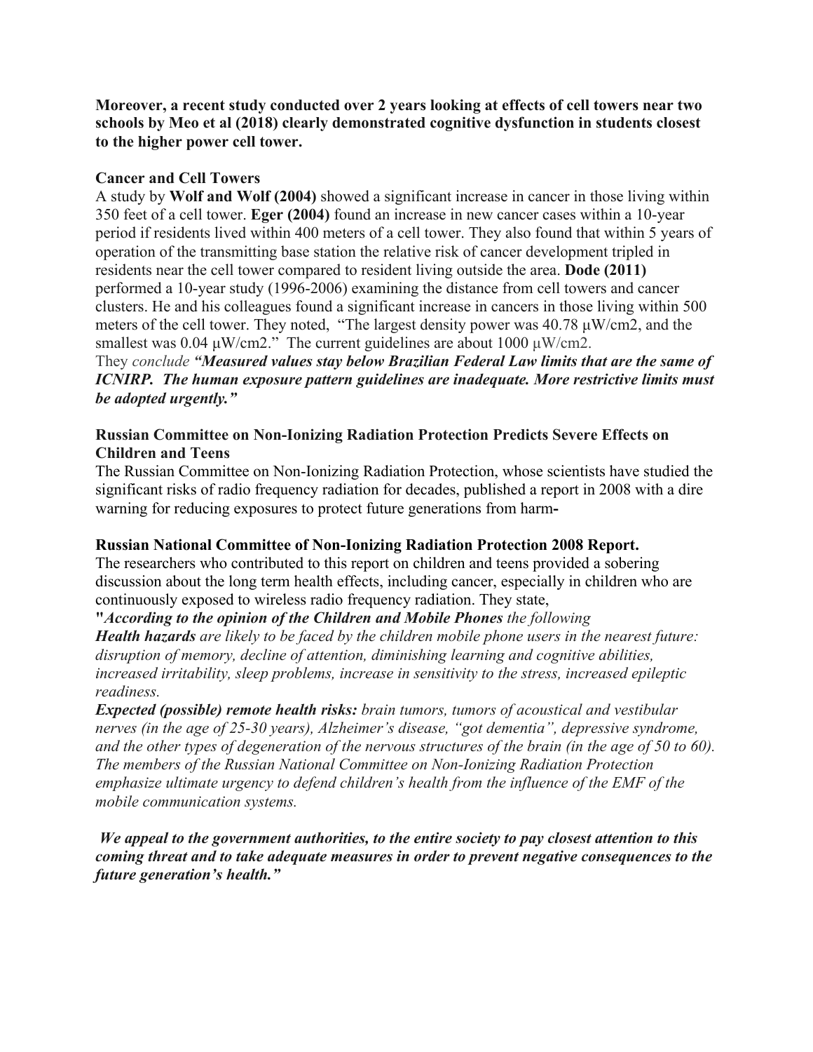**Moreover, a recent study conducted over 2 years looking at effects of cell towers near two schools by Meo et al (2018) clearly demonstrated cognitive dysfunction in students closest to the higher power cell tower.**

### Cancer and Cell Towers

A study by **Wolf and Wolf (2004)** showed a significant increase in cancer in those living within 350 feet of a cell tower. **Eger (2004)** found an increase in new cancer cases within a 10-year period if residents lived within 400 meters of a cell tower. They also found that within 5 years of operation of the transmitting base station the relative risk of cancer development tripled in residents near the cell tower compared to resident living outside the area. **Dode (2011)** performed a 10-year study (1996-2006) examining the distance from cell towers and cancer clusters. He and his colleagues found a significant increase in cancers in those living within 500 meters of the cell tower. They noted, "The largest density power was 40.78 µW/cm2, and the smallest was 0.04 µW/cm2." The current guidelines are about 1000 µW/cm2.

They *conclude* ***"Measured values stay below Brazilian Federal Law limits that are the same of ICNIRP. The human exposure pattern guidelines are inadequate. More restrictive limits must be adopted urgently."***

### Russian Committee on Non-Ionizing Radiation Protection Predicts Severe Effects on Children and Teens

The Russian Committee on Non-Ionizing Radiation Protection, whose scientists have studied the significant risks of radio frequency radiation for decades, published a report in 2008 with a dire warning for reducing exposures to protect future generations from harm**-**

### Russian National Committee of Non-Ionizing Radiation Protection 2008 Report.

The researchers who contributed to this report on children and teens provided a sobering discussion about the long term health effects, including cancer, especially in children who are continuously exposed to wireless radio frequency radiation. They state,

**"*According to the opinion of the Children and Mobile Phones*** *the following* ***Health hazards*** *are likely to be faced by the children mobile phone users in the nearest future: disruption of memory, decline of attention, diminishing learning and cognitive abilities, increased irritability, sleep problems, increase in sensitivity to the stress, increased epileptic readiness.*

***Expected (possible) remote health risks:*** *brain tumors, tumors of acoustical and vestibular nerves (in the age of 25-30 years), Alzheimer's disease, "got dementia", depressive syndrome, and the other types of degeneration of the nervous structures of the brain (in the age of 50 to 60). The members of the Russian National Committee on Non-Ionizing Radiation Protection emphasize ultimate urgency to defend children's health from the influence of the EMF of the mobile communication systems.*

***We appeal to the government authorities, to the entire society to pay closest attention to this coming threat and to take adequate measures in order to prevent negative consequences to the future generation's health."***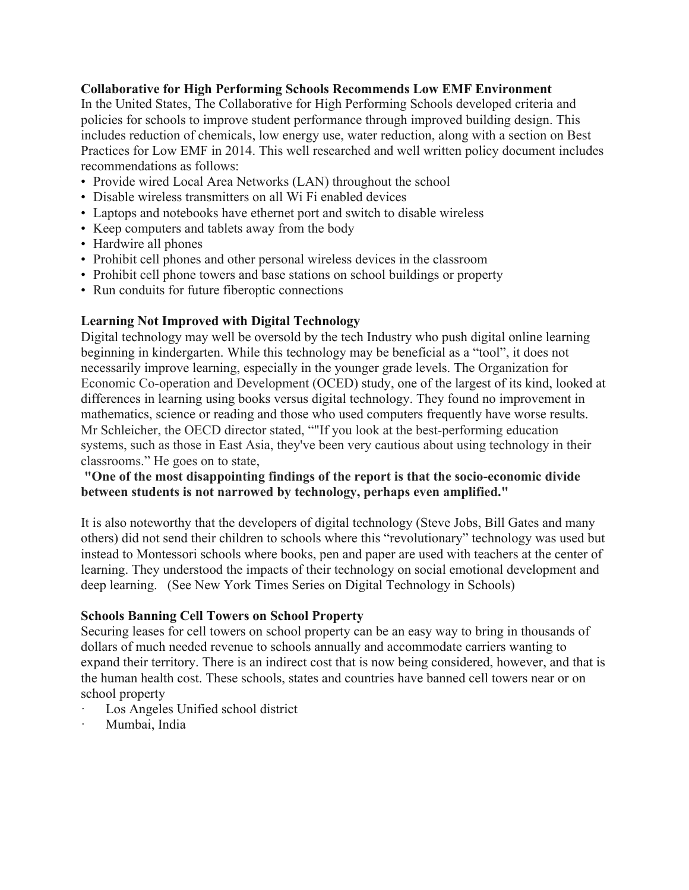**Collaborative for High Performing Schools Recommends Low EMF Environment**

In the United States, The Collaborative for High Performing Schools developed criteria and policies for schools to improve student performance through improved building design. This includes reduction of chemicals, low energy use, water reduction, along with a section on Best Practices for Low EMF in 2014. This well researched and well written policy document includes recommendations as follows:

- Provide wired Local Area Networks (LAN) throughout the school
- Disable wireless transmitters on all Wi Fi enabled devices
- Laptops and notebooks have ethernet port and switch to disable wireless
- Keep computers and tablets away from the body
- Hardwire all phones
- Prohibit cell phones and other personal wireless devices in the classroom
- Prohibit cell phone towers and base stations on school buildings or property
- Run conduits for future fiberoptic connections

**Learning Not Improved with Digital Technology**

Digital technology may well be oversold by the tech Industry who push digital online learning beginning in kindergarten. While this technology may be beneficial as a "tool", it does not necessarily improve learning, especially in the younger grade levels. The Organization for Economic Co-operation and Development (OCED) study, one of the largest of its kind, looked at differences in learning using books versus digital technology. They found no improvement in mathematics, science or reading and those who used computers frequently have worse results. Mr Schleicher, the OECD director stated, ""If you look at the best-performing education systems, such as those in East Asia, they've been very cautious about using technology in their classrooms." He goes on to state,

**"One of the most disappointing findings of the report is that the socio-economic divide between students is not narrowed by technology, perhaps even amplified."**

It is also noteworthy that the developers of digital technology (Steve Jobs, Bill Gates and many others) did not send their children to schools where this "revolutionary" technology was used but instead to Montessori schools where books, pen and paper are used with teachers at the center of learning. They understood the impacts of their technology on social emotional development and deep learning. (See New York Times Series on Digital Technology in Schools)

**Schools Banning Cell Towers on School Property**

Securing leases for cell towers on school property can be an easy way to bring in thousands of dollars of much needed revenue to schools annually and accommodate carriers wanting to expand their territory. There is an indirect cost that is now being considered, however, and that is the human health cost. These schools, states and countries have banned cell towers near or on school property

- Los Angeles Unified school district
- Mumbai, India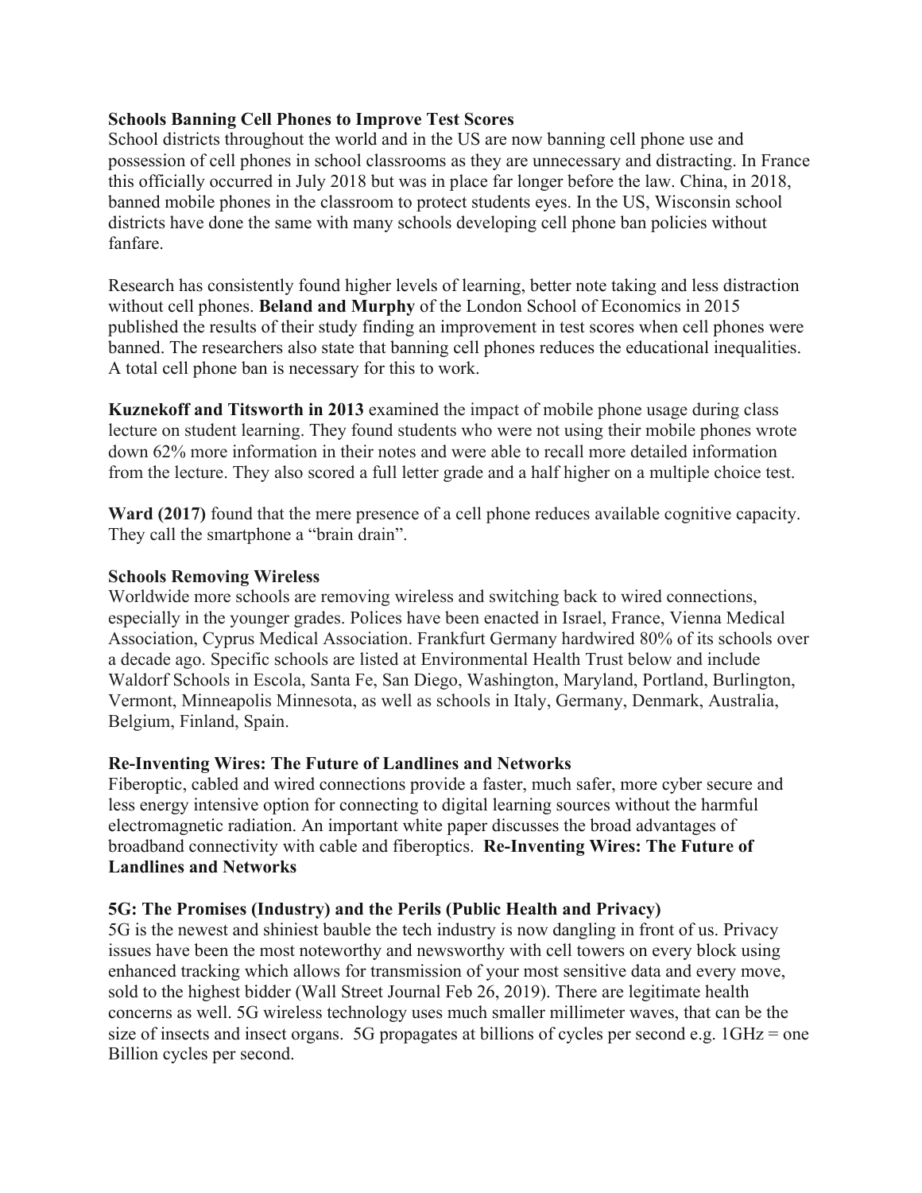**Schools Banning Cell Phones to Improve Test Scores**

School districts throughout the world and in the US are now banning cell phone use and possession of cell phones in school classrooms as they are unnecessary and distracting. In France this officially occurred in July 2018 but was in place far longer before the law. China, in 2018, banned mobile phones in the classroom to protect students eyes. In the US, Wisconsin school districts have done the same with many schools developing cell phone ban policies without fanfare.

Research has consistently found higher levels of learning, better note taking and less distraction without cell phones. **Beland and Murphy** of the London School of Economics in 2015 published the results of their study finding an improvement in test scores when cell phones were banned. The researchers also state that banning cell phones reduces the educational inequalities. A total cell phone ban is necessary for this to work.

**Kuznekoff and Titsworth in 2013** examined the impact of mobile phone usage during class lecture on student learning. They found students who were not using their mobile phones wrote down 62% more information in their notes and were able to recall more detailed information from the lecture. They also scored a full letter grade and a half higher on a multiple choice test.

**Ward (2017)** found that the mere presence of a cell phone reduces available cognitive capacity. They call the smartphone a "brain drain".

**Schools Removing Wireless**

Worldwide more schools are removing wireless and switching back to wired connections, especially in the younger grades. Polices have been enacted in Israel, France, Vienna Medical Association, Cyprus Medical Association. Frankfurt Germany hardwired 80% of its schools over a decade ago. Specific schools are listed at Environmental Health Trust below and include Waldorf Schools in Escola, Santa Fe, San Diego, Washington, Maryland, Portland, Burlington, Vermont, Minneapolis Minnesota, as well as schools in Italy, Germany, Denmark, Australia, Belgium, Finland, Spain.

**Re-Inventing Wires: The Future of Landlines and Networks**

Fiberoptic, cabled and wired connections provide a faster, much safer, more cyber secure and less energy intensive option for connecting to digital learning sources without the harmful electromagnetic radiation. An important white paper discusses the broad advantages of broadband connectivity with cable and fiberoptics. **Re-Inventing Wires: The Future of Landlines and Networks**

**5G: The Promises (Industry) and the Perils (Public Health and Privacy)**

5G is the newest and shiniest bauble the tech industry is now dangling in front of us. Privacy issues have been the most noteworthy and newsworthy with cell towers on every block using enhanced tracking which allows for transmission of your most sensitive data and every move, sold to the highest bidder (Wall Street Journal Feb 26, 2019). There are legitimate health concerns as well. 5G wireless technology uses much smaller millimeter waves, that can be the size of insects and insect organs. 5G propagates at billions of cycles per second e.g. 1GHz = one Billion cycles per second.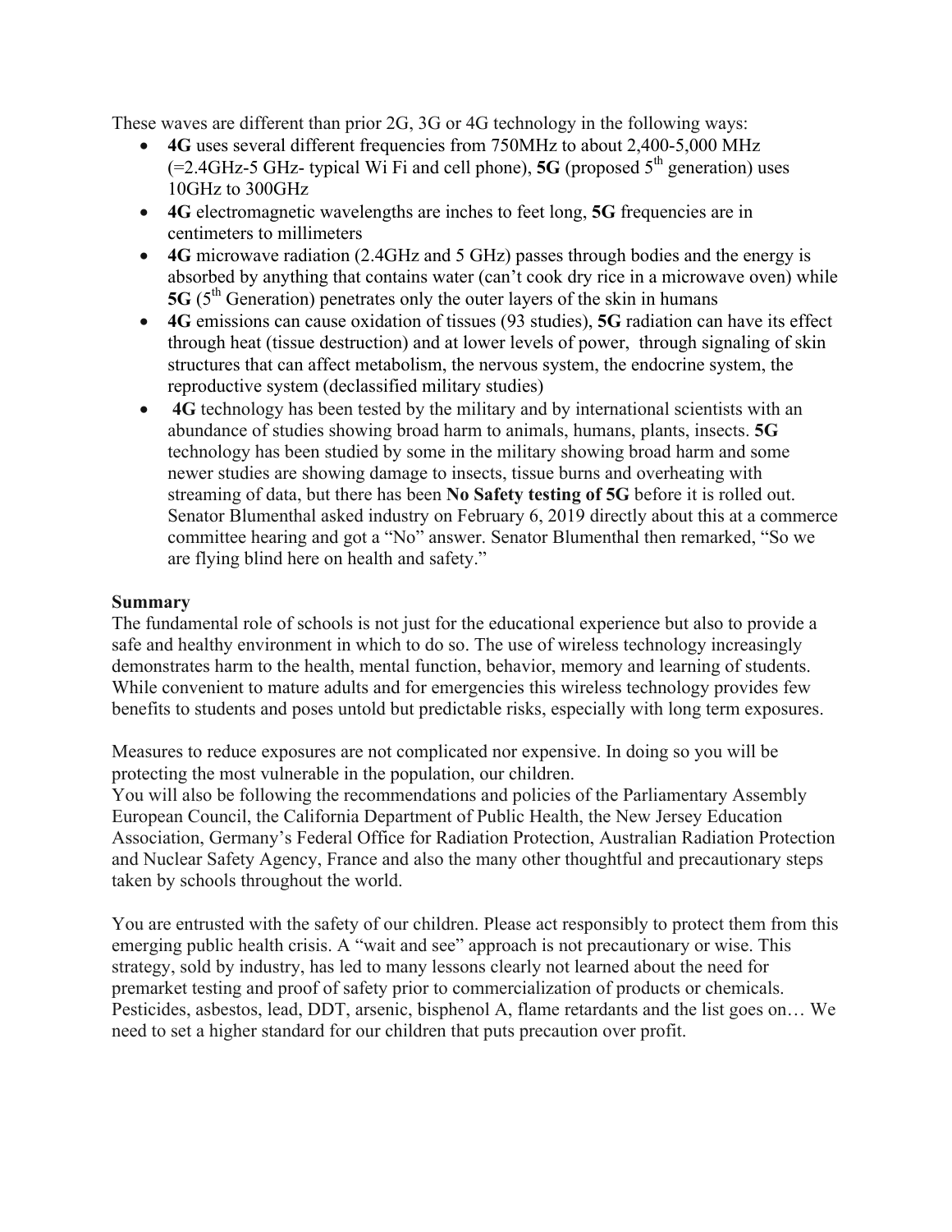These waves are different than prior 2G, 3G or 4G technology in the following ways:

- **4G** uses several different frequencies from 750MHz to about 2,400-5,000 MHz (=2.4GHz-5 GHz- typical Wi Fi and cell phone), **5G** (proposed 5th generation) uses 10GHz to 300GHz
- **4G** electromagnetic wavelengths are inches to feet long, **5G** frequencies are in centimeters to millimeters
- **4G** microwave radiation (2.4GHz and 5 GHz) passes through bodies and the energy is absorbed by anything that contains water (can't cook dry rice in a microwave oven) while **5G** (5th Generation) penetrates only the outer layers of the skin in humans
- **4G** emissions can cause oxidation of tissues (93 studies), **5G** radiation can have its effect through heat (tissue destruction) and at lower levels of power, through signaling of skin structures that can affect metabolism, the nervous system, the endocrine system, the reproductive system (declassified military studies)
- **4G** technology has been tested by the military and by international scientists with an abundance of studies showing broad harm to animals, humans, plants, insects. **5G** technology has been studied by some in the military showing broad harm and some newer studies are showing damage to insects, tissue burns and overheating with streaming of data, but there has been **No Safety testing of 5G** before it is rolled out. Senator Blumenthal asked industry on February 6, 2019 directly about this at a commerce committee hearing and got a "No" answer. Senator Blumenthal then remarked, "So we are flying blind here on health and safety."

**Summary**

The fundamental role of schools is not just for the educational experience but also to provide a safe and healthy environment in which to do so. The use of wireless technology increasingly demonstrates harm to the health, mental function, behavior, memory and learning of students. While convenient to mature adults and for emergencies this wireless technology provides few benefits to students and poses untold but predictable risks, especially with long term exposures.

Measures to reduce exposures are not complicated nor expensive. In doing so you will be protecting the most vulnerable in the population, our children.

You will also be following the recommendations and policies of the Parliamentary Assembly European Council, the California Department of Public Health, the New Jersey Education Association, Germany's Federal Office for Radiation Protection, Australian Radiation Protection and Nuclear Safety Agency, France and also the many other thoughtful and precautionary steps taken by schools throughout the world.

You are entrusted with the safety of our children. Please act responsibly to protect them from this emerging public health crisis. A "wait and see" approach is not precautionary or wise. This strategy, sold by industry, has led to many lessons clearly not learned about the need for premarket testing and proof of safety prior to commercialization of products or chemicals. Pesticides, asbestos, lead, DDT, arsenic, bisphenol A, flame retardants and the list goes on… We need to set a higher standard for our children that puts precaution over profit.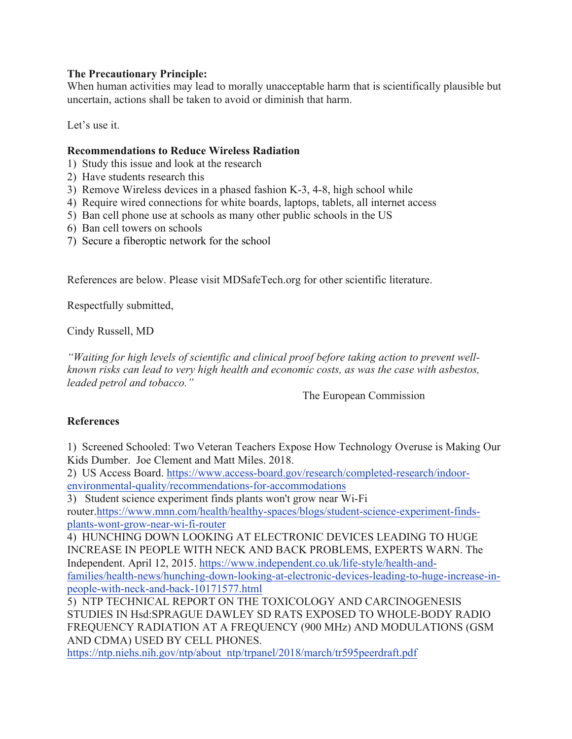**The Precautionary Principle:**
When human activities may lead to morally unacceptable harm that is scientifically plausible but uncertain, actions shall be taken to avoid or diminish that harm.

Let's use it.

**Recommendations to Reduce Wireless Radiation**

1) Study this issue and look at the research
2) Have students research this
3) Remove Wireless devices in a phased fashion K-3, 4-8, high school while
4) Require wired connections for white boards, laptops, tablets, all internet access
5) Ban cell phone use at schools as many other public schools in the US
6) Ban cell towers on schools
7) Secure a fiberoptic network for the school

References are below. Please visit MDSafeTech.org for other scientific literature.

Respectfully submitted,

Cindy Russell, MD

*"Waiting for high levels of scientific and clinical proof before taking action to prevent well-known risks can lead to very high health and economic costs, as was the case with asbestos, leaded petrol and tobacco."*

The European Commission

**References**

1) Screened Schooled: Two Veteran Teachers Expose How Technology Overuse is Making Our Kids Dumber. Joe Clement and Matt Miles. 2018.
2) US Access Board. https://www.access-board.gov/research/completed-research/indoor-environmental-quality/recommendations-for-accommodations
3) Student science experiment finds plants won't grow near Wi-Fi router.https://www.mnn.com/health/healthy-spaces/blogs/student-science-experiment-finds-plants-wont-grow-near-wi-fi-router
4) HUNCHING DOWN LOOKING AT ELECTRONIC DEVICES LEADING TO HUGE INCREASE IN PEOPLE WITH NECK AND BACK PROBLEMS, EXPERTS WARN. The Independent. April 12, 2015. https://www.independent.co.uk/life-style/health-and-families/health-news/hunching-down-looking-at-electronic-devices-leading-to-huge-increase-in-people-with-neck-and-back-10171577.html
5) NTP TECHNICAL REPORT ON THE TOXICOLOGY AND CARCINOGENESIS STUDIES IN Hsd:SPRAGUE DAWLEY SD RATS EXPOSED TO WHOLE-BODY RADIO FREQUENCY RADIATION AT A FREQUENCY (900 MHz) AND MODULATIONS (GSM AND CDMA) USED BY CELL PHONES. https://ntp.niehs.nih.gov/ntp/about_ntp/trpanel/2018/march/tr595peerdraft.pdf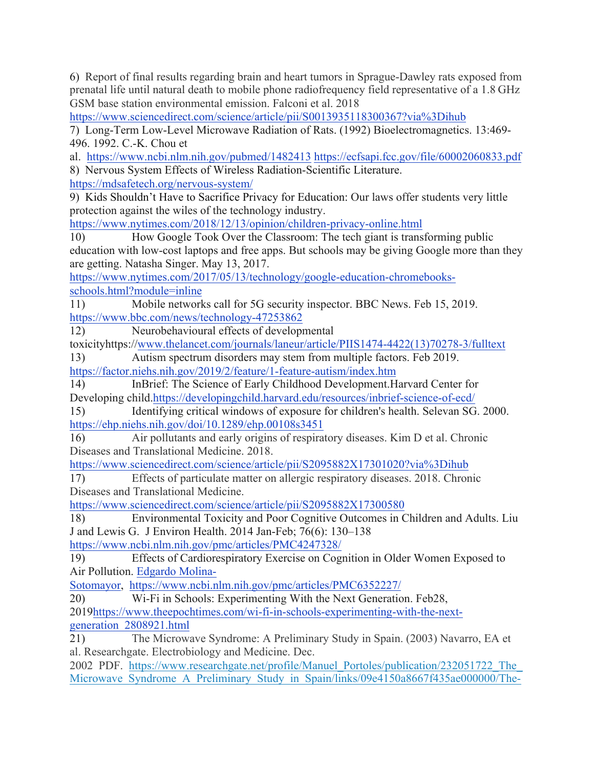6) Report of final results regarding brain and heart tumors in Sprague-Dawley rats exposed from prenatal life until natural death to mobile phone radiofrequency field representative of a 1.8 GHz GSM base station environmental emission. Falconi et al. 2018
https://www.sciencedirect.com/science/article/pii/S0013935118300367?via%3Dihub

7) Long-Term Low-Level Microwave Radiation of Rats. (1992) Bioelectromagnetics. 13:469-496. 1992. C.-K. Chou et al. https://www.ncbi.nlm.nih.gov/pubmed/1482413 https://ecfsapi.fcc.gov/file/60002060833.pdf

8) Nervous System Effects of Wireless Radiation-Scientific Literature.
https://mdsafetech.org/nervous-system/

9) Kids Shouldn't Have to Sacrifice Privacy for Education: Our laws offer students very little protection against the wiles of the technology industry.
https://www.nytimes.com/2018/12/13/opinion/children-privacy-online.html

10) How Google Took Over the Classroom: The tech giant is transforming public education with low-cost laptops and free apps. But schools may be giving Google more than they are getting. Natasha Singer. May 13, 2017.
https://www.nytimes.com/2017/05/13/technology/google-education-chromebooks-schools.html?module=inline

11) Mobile networks call for 5G security inspector. BBC News. Feb 15, 2019.
https://www.bbc.com/news/technology-47253862

12) Neurobehavioural effects of developmental toxicityhttps://www.thelancet.com/journals/laneur/article/PIIS1474-4422(13)70278-3/fulltext

13) Autism spectrum disorders may stem from multiple factors. Feb 2019.
https://factor.niehs.nih.gov/2019/2/feature/1-feature-autism/index.htm

14) InBrief: The Science of Early Childhood Development.Harvard Center for Developing child.https://developingchild.harvard.edu/resources/inbrief-science-of-ecd/

15) Identifying critical windows of exposure for children's health. Selevan SG. 2000.
https://ehp.niehs.nih.gov/doi/10.1289/ehp.00108s3451

16) Air pollutants and early origins of respiratory diseases. Kim D et al. Chronic Diseases and Translational Medicine. 2018.
https://www.sciencedirect.com/science/article/pii/S2095882X17301020?via%3Dihub

17) Effects of particulate matter on allergic respiratory diseases. 2018. Chronic Diseases and Translational Medicine.
https://www.sciencedirect.com/science/article/pii/S2095882X17300580

18) Environmental Toxicity and Poor Cognitive Outcomes in Children and Adults. Liu J and Lewis G. J Environ Health. 2014 Jan-Feb; 76(6): 130–138
https://www.ncbi.nlm.nih.gov/pmc/articles/PMC4247328/

19) Effects of Cardiorespiratory Exercise on Cognition in Older Women Exposed to Air Pollution. Edgardo Molina-Sotomayor, https://www.ncbi.nlm.nih.gov/pmc/articles/PMC6352227/

20) Wi-Fi in Schools: Experimenting With the Next Generation. Feb28, 2019https://www.theepochtimes.com/wi-fi-in-schools-experimenting-with-the-next-generation_2808921.html

21) The Microwave Syndrome: A Preliminary Study in Spain. (2003) Navarro, EA et al. Researchgate. Electrobiology and Medicine. Dec. 2002 PDF. https://www.researchgate.net/profile/Manuel_Portoles/publication/232051722_The_Microwave_Syndrome_A_Preliminary_Study_in_Spain/links/09e4150a8667f435ae000000/The-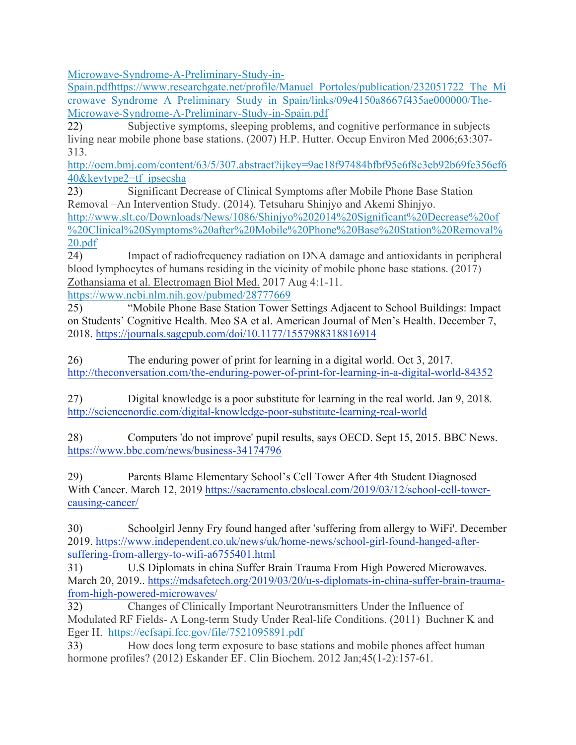Microwave-Syndrome-A-Preliminary-Study-in-Spain.pdfhttps://www.researchgate.net/profile/Manuel_Portoles/publication/232051722_The_Microwave_Syndrome_A_Preliminary_Study_in_Spain/links/09e4150a8667f435ae000000/The-Microwave-Syndrome-A-Preliminary-Study-in-Spain.pdf

22) Subjective symptoms, sleeping problems, and cognitive performance in subjects living near mobile phone base stations. (2007) H.P. Hutter. Occup Environ Med 2006;63:307-313. http://oem.bmj.com/content/63/5/307.abstract?ijkey=9ae18f97484bfbf95e6f8c3eb92b69fe356ef640&keytype2=tf_ipsecsha

23) Significant Decrease of Clinical Symptoms after Mobile Phone Base Station Removal –An Intervention Study. (2014). Tetsuharu Shinjyo and Akemi Shinjyo. http://www.slt.co/Downloads/News/1086/Shinjyo%202014%20Significant%20Decrease%20of%20Clinical%20Symptoms%20after%20Mobile%20Phone%20Base%20Station%20Removal%20.pdf

24) Impact of radiofrequency radiation on DNA damage and antioxidants in peripheral blood lymphocytes of humans residing in the vicinity of mobile phone base stations. (2017) Zothansiama et al. Electromagn Biol Med. 2017 Aug 4:1-11. https://www.ncbi.nlm.nih.gov/pubmed/28777669

25) "Mobile Phone Base Station Tower Settings Adjacent to School Buildings: Impact on Students' Cognitive Health. Meo SA et al. American Journal of Men's Health. December 7, 2018. https://journals.sagepub.com/doi/10.1177/1557988318816914

26) The enduring power of print for learning in a digital world. Oct 3, 2017. http://theconversation.com/the-enduring-power-of-print-for-learning-in-a-digital-world-84352

27) Digital knowledge is a poor substitute for learning in the real world. Jan 9, 2018. http://sciencenordic.com/digital-knowledge-poor-substitute-learning-real-world

28) Computers 'do not improve' pupil results, says OECD. Sept 15, 2015. BBC News. https://www.bbc.com/news/business-34174796

29) Parents Blame Elementary School's Cell Tower After 4th Student Diagnosed With Cancer. March 12, 2019 https://sacramento.cbslocal.com/2019/03/12/school-cell-tower-causing-cancer/

30) Schoolgirl Jenny Fry found hanged after 'suffering from allergy to WiFi'. December 2019. https://www.independent.co.uk/news/uk/home-news/school-girl-found-hanged-after-suffering-from-allergy-to-wifi-a6755401.html

31) U.S Diplomats in china Suffer Brain Trauma From High Powered Microwaves. March 20, 2019.. https://mdsafetech.org/2019/03/20/u-s-diplomats-in-china-suffer-brain-trauma-from-high-powered-microwaves/

32) Changes of Clinically Important Neurotransmitters Under the Influence of Modulated RF Fields- A Long-term Study Under Real-life Conditions. (2011) Buchner K and Eger H. https://ecfsapi.fcc.gov/file/7521095891.pdf

33) How does long term exposure to base stations and mobile phones affect human hormone profiles? (2012) Eskander EF. Clin Biochem. 2012 Jan;45(1-2):157-61.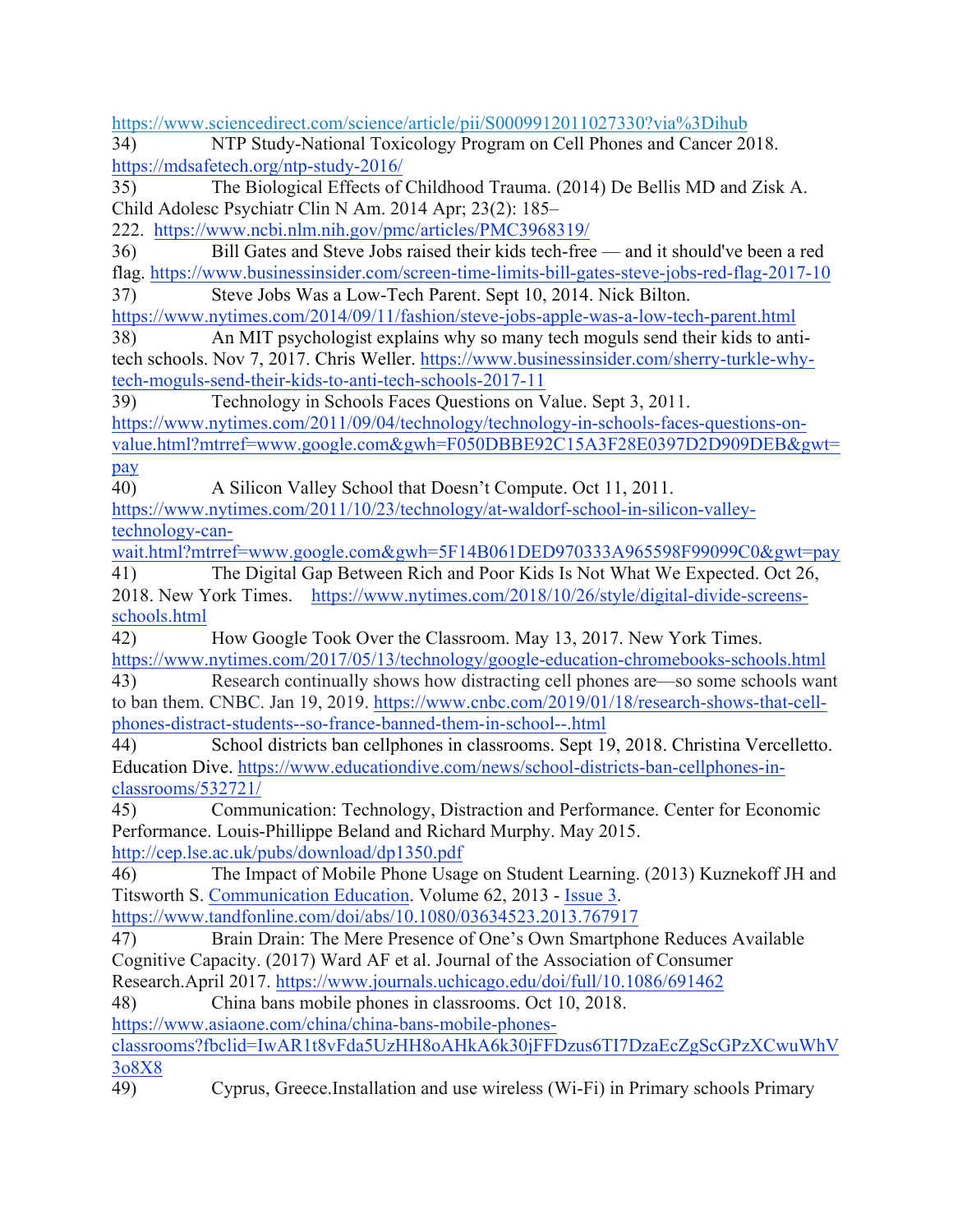https://www.sciencedirect.com/science/article/pii/S0009912011027330?via%3Dihub

34) NTP Study-National Toxicology Program on Cell Phones and Cancer 2018. https://mdsafetech.org/ntp-study-2016/

35) The Biological Effects of Childhood Trauma. (2014) De Bellis MD and Zisk A. Child Adolesc Psychiatr Clin N Am. 2014 Apr; 23(2): 185–222. https://www.ncbi.nlm.nih.gov/pmc/articles/PMC3968319/

36) Bill Gates and Steve Jobs raised their kids tech-free — and it should've been a red flag. https://www.businessinsider.com/screen-time-limits-bill-gates-steve-jobs-red-flag-2017-10

37) Steve Jobs Was a Low-Tech Parent. Sept 10, 2014. Nick Bilton. https://www.nytimes.com/2014/09/11/fashion/steve-jobs-apple-was-a-low-tech-parent.html

38) An MIT psychologist explains why so many tech moguls send their kids to anti-tech schools. Nov 7, 2017. Chris Weller. https://www.businessinsider.com/sherry-turkle-why-tech-moguls-send-their-kids-to-anti-tech-schools-2017-11

39) Technology in Schools Faces Questions on Value. Sept 3, 2011. https://www.nytimes.com/2011/09/04/technology/technology-in-schools-faces-questions-on-value.html?mtrref=www.google.com&gwh=F050DBBE92C15A3F28E0397D2D909DEB&gwt=pay

40) A Silicon Valley School that Doesn't Compute. Oct 11, 2011. https://www.nytimes.com/2011/10/23/technology/at-waldorf-school-in-silicon-valley-technology-can-wait.html?mtrref=www.google.com&gwh=5F14B061DED970333A965598F99099C0&gwt=pay

41) The Digital Gap Between Rich and Poor Kids Is Not What We Expected. Oct 26, 2018. New York Times. https://www.nytimes.com/2018/10/26/style/digital-divide-screens-schools.html

42) How Google Took Over the Classroom. May 13, 2017. New York Times. https://www.nytimes.com/2017/05/13/technology/google-education-chromebooks-schools.html

43) Research continually shows how distracting cell phones are—so some schools want to ban them. CNBC. Jan 19, 2019. https://www.cnbc.com/2019/01/18/research-shows-that-cell-phones-distract-students--so-france-banned-them-in-school--.html

44) School districts ban cellphones in classrooms. Sept 19, 2018. Christina Vercelletto. Education Dive. https://www.educationdive.com/news/school-districts-ban-cellphones-in-classrooms/532721/

45) Communication: Technology, Distraction and Performance. Center for Economic Performance. Louis-Phillippe Beland and Richard Murphy. May 2015. http://cep.lse.ac.uk/pubs/download/dp1350.pdf

46) The Impact of Mobile Phone Usage on Student Learning. (2013) Kuznekoff JH and Titsworth S. Communication Education. Volume 62, 2013 - Issue 3. https://www.tandfonline.com/doi/abs/10.1080/03634523.2013.767917

47) Brain Drain: The Mere Presence of One's Own Smartphone Reduces Available Cognitive Capacity. (2017) Ward AF et al. Journal of the Association of Consumer Research.April 2017. https://www.journals.uchicago.edu/doi/full/10.1086/691462

48) China bans mobile phones in classrooms. Oct 10, 2018. https://www.asiaone.com/china/china-bans-mobile-phones-classrooms?fbclid=IwAR1t8vFda5UzHH8oAHkA6k30jFFDzus6TI7DzaEcZgScGPzXCwuWhV3o8X8

49) Cyprus, Greece.Installation and use wireless (Wi-Fi) in Primary schools Primary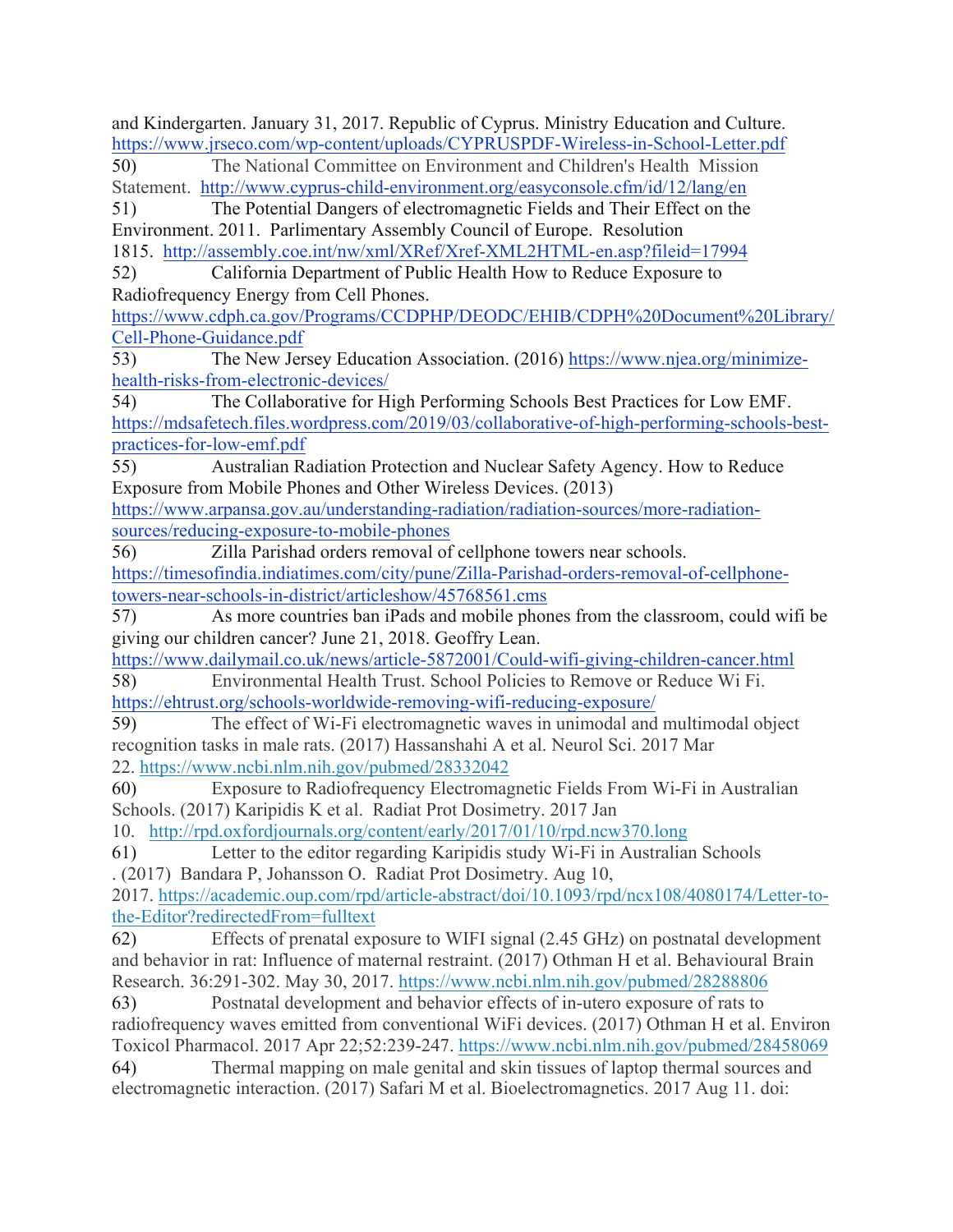and Kindergarten. January 31, 2017. Republic of Cyprus. Ministry Education and Culture. https://www.jrseco.com/wp-content/uploads/CYPRUSPDF-Wireless-in-School-Letter.pdf

50) The National Committee on Environment and Children's Health Mission Statement. http://www.cyprus-child-environment.org/easyconsole.cfm/id/12/lang/en

51) The Potential Dangers of electromagnetic Fields and Their Effect on the Environment. 2011. Parlimentary Assembly Council of Europe. Resolution 1815. http://assembly.coe.int/nw/xml/XRef/Xref-XML2HTML-en.asp?fileid=17994

52) California Department of Public Health How to Reduce Exposure to Radiofrequency Energy from Cell Phones. https://www.cdph.ca.gov/Programs/CCDPHP/DEODC/EHIB/CDPH%20Document%20Library/Cell-Phone-Guidance.pdf

53) The New Jersey Education Association. (2016) https://www.njea.org/minimize-health-risks-from-electronic-devices/

54) The Collaborative for High Performing Schools Best Practices for Low EMF. https://mdsafetech.files.wordpress.com/2019/03/collaborative-of-high-performing-schools-best-practices-for-low-emf.pdf

55) Australian Radiation Protection and Nuclear Safety Agency. How to Reduce Exposure from Mobile Phones and Other Wireless Devices. (2013) https://www.arpansa.gov.au/understanding-radiation/radiation-sources/more-radiation-sources/reducing-exposure-to-mobile-phones

56) Zilla Parishad orders removal of cellphone towers near schools. https://timesofindia.indiatimes.com/city/pune/Zilla-Parishad-orders-removal-of-cellphone-towers-near-schools-in-district/articleshow/45768561.cms

57) As more countries ban iPads and mobile phones from the classroom, could wifi be giving our children cancer? June 21, 2018. Geoffry Lean. https://www.dailymail.co.uk/news/article-5872001/Could-wifi-giving-children-cancer.html

58) Environmental Health Trust. School Policies to Remove or Reduce Wi Fi. https://ehtrust.org/schools-worldwide-removing-wifi-reducing-exposure/

59) The effect of Wi-Fi electromagnetic waves in unimodal and multimodal object recognition tasks in male rats. (2017) Hassanshahi A et al. Neurol Sci. 2017 Mar 22. https://www.ncbi.nlm.nih.gov/pubmed/28332042

60) Exposure to Radiofrequency Electromagnetic Fields From Wi-Fi in Australian Schools. (2017) Karipidis K et al. Radiat Prot Dosimetry. 2017 Jan 10. http://rpd.oxfordjournals.org/content/early/2017/01/10/rpd.ncw370.long

61) Letter to the editor regarding Karipidis study Wi-Fi in Australian Schools . (2017) Bandara P, Johansson O. Radiat Prot Dosimetry. Aug 10, 2017. https://academic.oup.com/rpd/article-abstract/doi/10.1093/rpd/ncx108/4080174/Letter-to-the-Editor?redirectedFrom=fulltext

62) Effects of prenatal exposure to WIFI signal (2.45 GHz) on postnatal development and behavior in rat: Influence of maternal restraint. (2017) Othman H et al. Behavioural Brain Research. 36:291-302. May 30, 2017. https://www.ncbi.nlm.nih.gov/pubmed/28288806

63) Postnatal development and behavior effects of in-utero exposure of rats to radiofrequency waves emitted from conventional WiFi devices. (2017) Othman H et al. Environ Toxicol Pharmacol. 2017 Apr 22;52:239-247. https://www.ncbi.nlm.nih.gov/pubmed/28458069

64) Thermal mapping on male genital and skin tissues of laptop thermal sources and electromagnetic interaction. (2017) Safari M et al. Bioelectromagnetics. 2017 Aug 11. doi: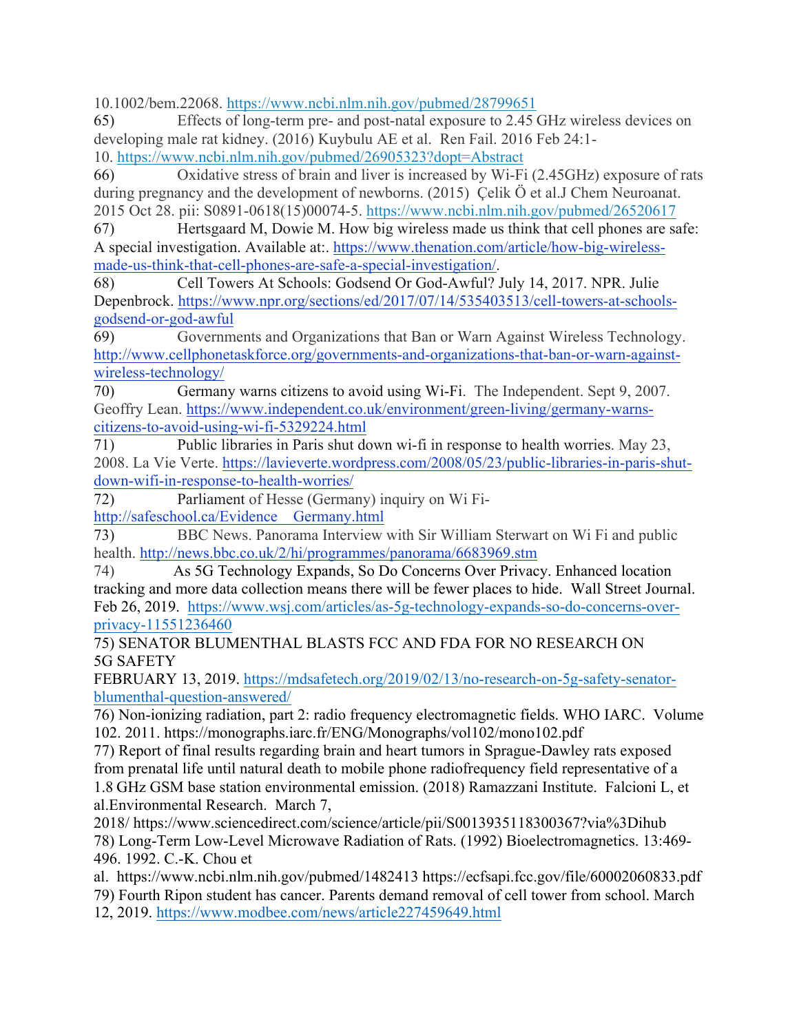10.1002/bem.22068. https://www.ncbi.nlm.nih.gov/pubmed/28799651

65) Effects of long-term pre- and post-natal exposure to 2.45 GHz wireless devices on developing male rat kidney. (2016) Kuybulu AE et al. Ren Fail. 2016 Feb 24:1-10. https://www.ncbi.nlm.nih.gov/pubmed/26905323?dopt=Abstract

66) Oxidative stress of brain and liver is increased by Wi-Fi (2.45GHz) exposure of rats during pregnancy and the development of newborns. (2015) Çelik Ö et al.J Chem Neuroanat. 2015 Oct 28. pii: S0891-0618(15)00074-5. https://www.ncbi.nlm.nih.gov/pubmed/26520617

67) Hertsgaard M, Dowie M. How big wireless made us think that cell phones are safe: A special investigation. Available at:. https://www.thenation.com/article/how-big-wireless-made-us-think-that-cell-phones-are-safe-a-special-investigation/.

68) Cell Towers At Schools: Godsend Or God-Awful? July 14, 2017. NPR. Julie Depenbrock. https://www.npr.org/sections/ed/2017/07/14/535403513/cell-towers-at-schools-godsend-or-god-awful

69) Governments and Organizations that Ban or Warn Against Wireless Technology. http://www.cellphonetaskforce.org/governments-and-organizations-that-ban-or-warn-against-wireless-technology/

70) Germany warns citizens to avoid using Wi-Fi. The Independent. Sept 9, 2007. Geoffry Lean. https://www.independent.co.uk/environment/green-living/germany-warns-citizens-to-avoid-using-wi-fi-5329224.html

71) Public libraries in Paris shut down wi-fi in response to health worries. May 23, 2008. La Vie Verte. https://lavieverte.wordpress.com/2008/05/23/public-libraries-in-paris-shut-down-wifi-in-response-to-health-worries/

72) Parliament of Hesse (Germany) inquiry on Wi Fi- http://safeschool.ca/Evidence Germany.html

73) BBC News. Panorama Interview with Sir William Sterwart on Wi Fi and public health. http://news.bbc.co.uk/2/hi/programmes/panorama/6683969.stm

74) As 5G Technology Expands, So Do Concerns Over Privacy. Enhanced location tracking and more data collection means there will be fewer places to hide. Wall Street Journal. Feb 26, 2019. https://www.wsj.com/articles/as-5g-technology-expands-so-do-concerns-over-privacy-11551236460

75) SENATOR BLUMENTHAL BLASTS FCC AND FDA FOR NO RESEARCH ON 5G SAFETY
FEBRUARY 13, 2019. https://mdsafetech.org/2019/02/13/no-research-on-5g-safety-senator-blumenthal-question-answered/

76) Non-ionizing radiation, part 2: radio frequency electromagnetic fields. WHO IARC. Volume 102. 2011. https://monographs.iarc.fr/ENG/Monographs/vol102/mono102.pdf

77) Report of final results regarding brain and heart tumors in Sprague-Dawley rats exposed from prenatal life until natural death to mobile phone radiofrequency field representative of a 1.8 GHz GSM base station environmental emission. (2018) Ramazzani Institute. Falcioni L, et al.Environmental Research. March 7, 2018/ https://www.sciencedirect.com/science/article/pii/S0013935118300367?via%3Dihub

78) Long-Term Low-Level Microwave Radiation of Rats. (1992) Bioelectromagnetics. 13:469-496. 1992. C.-K. Chou et al. https://www.ncbi.nlm.nih.gov/pubmed/1482413 https://ecfsapi.fcc.gov/file/60002060833.pdf

79) Fourth Ripon student has cancer. Parents demand removal of cell tower from school. March 12, 2019. https://www.modbee.com/news/article227459649.html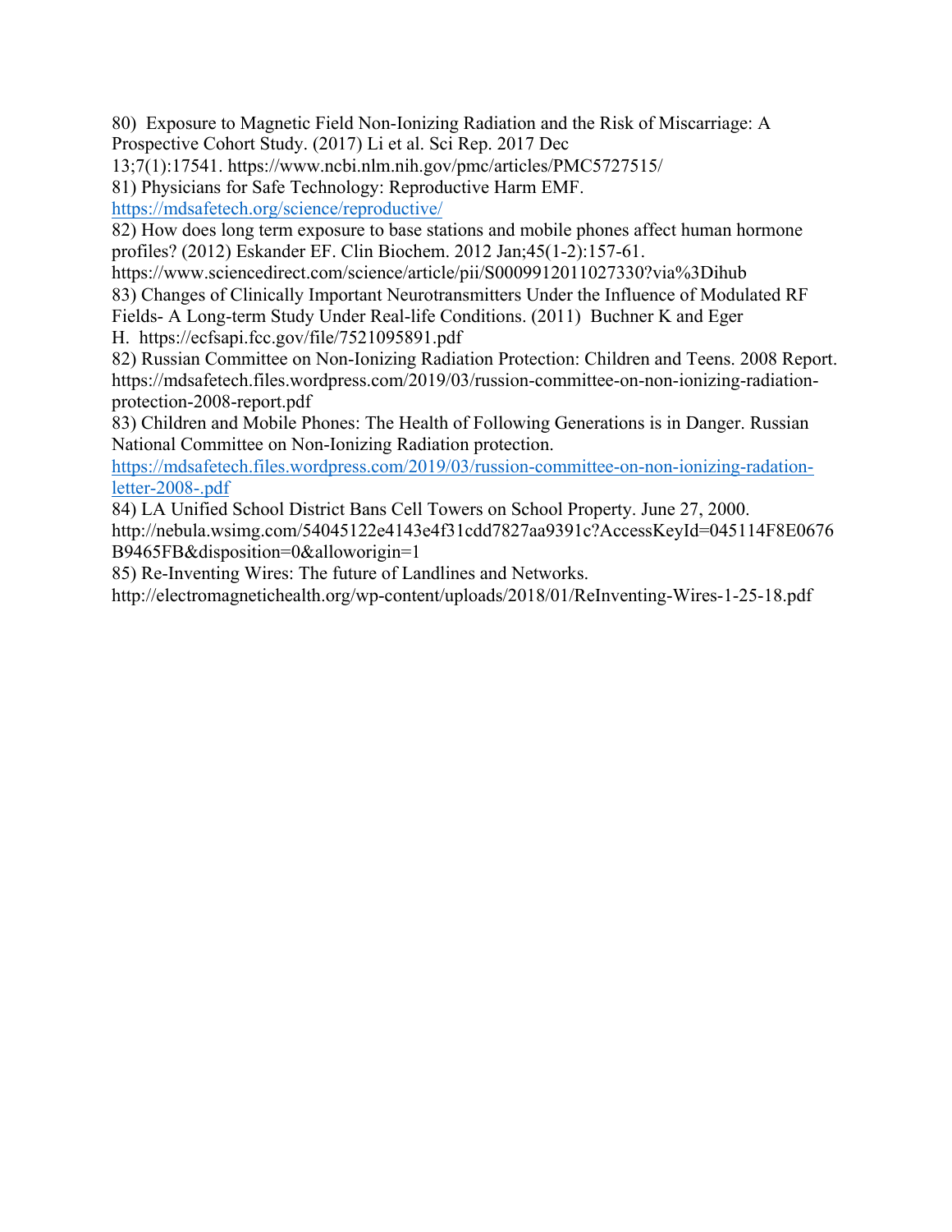80) Exposure to Magnetic Field Non-Ionizing Radiation and the Risk of Miscarriage: A Prospective Cohort Study. (2017) Li et al. Sci Rep. 2017 Dec 13;7(1):17541. https://www.ncbi.nlm.nih.gov/pmc/articles/PMC5727515/

81) Physicians for Safe Technology: Reproductive Harm EMF. https://mdsafetech.org/science/reproductive/

82) How does long term exposure to base stations and mobile phones affect human hormone profiles? (2012) Eskander EF. Clin Biochem. 2012 Jan;45(1-2):157-61. https://www.sciencedirect.com/science/article/pii/S0009912011027330?via%3Dihub

83) Changes of Clinically Important Neurotransmitters Under the Influence of Modulated RF Fields- A Long-term Study Under Real-life Conditions. (2011) Buchner K and Eger H. https://ecfsapi.fcc.gov/file/7521095891.pdf

82) Russian Committee on Non-Ionizing Radiation Protection: Children and Teens. 2008 Report. https://mdsafetech.files.wordpress.com/2019/03/russion-committee-on-non-ionizing-radiation-protection-2008-report.pdf

83) Children and Mobile Phones: The Health of Following Generations is in Danger. Russian National Committee on Non-Ionizing Radiation protection. https://mdsafetech.files.wordpress.com/2019/03/russion-committee-on-non-ionizing-radation-letter-2008-.pdf

84) LA Unified School District Bans Cell Towers on School Property. June 27, 2000. http://nebula.wsimg.com/54045122e4143e4f31cdd7827aa9391c?AccessKeyId=045114F8E0676B9465FB&disposition=0&alloworigin=1

85) Re-Inventing Wires: The future of Landlines and Networks. http://electromagnetichealth.org/wp-content/uploads/2018/01/ReInventing-Wires-1-25-18.pdf